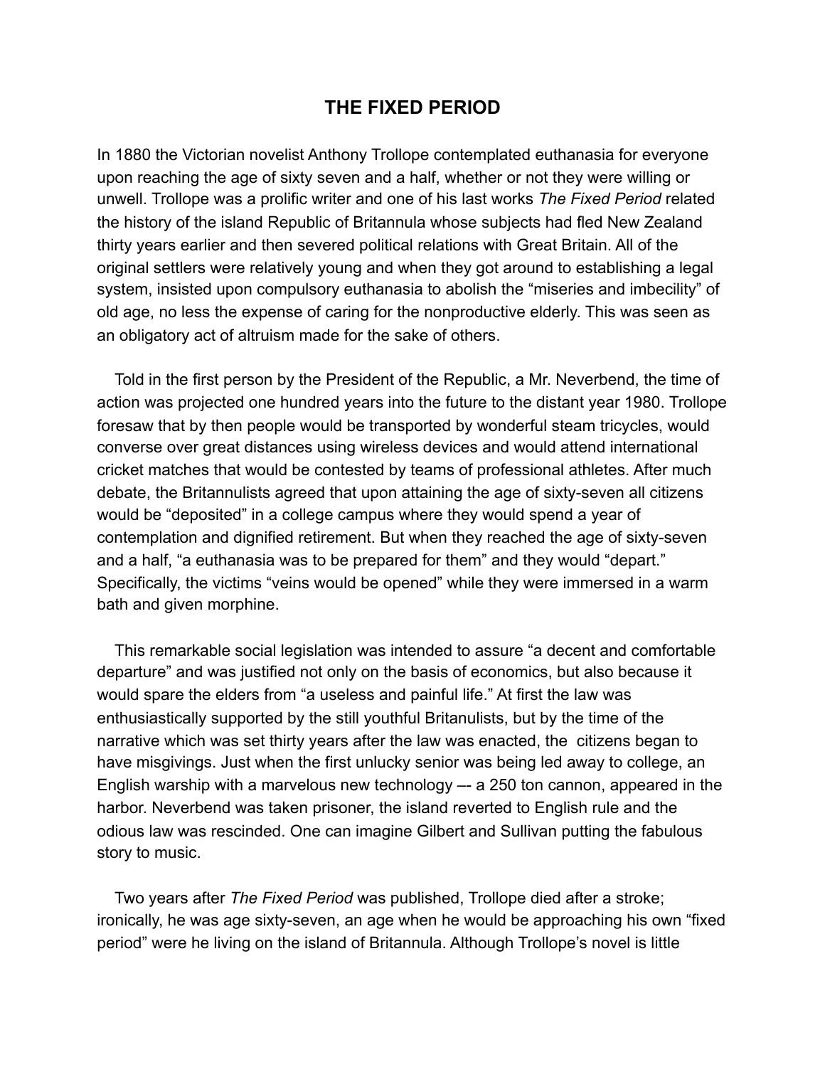## THE FIXED PERIOD

In 1880 the Victorian novelist Anthony Trollope contemplated euthanasia for everyone upon reaching the age of sixty seven and a half, whether or not they were willing or unwell. Trollope was a prolific writer and one of his last works *The Fixed Period* related the history of the island Republic of Britannula whose subjects had fled New Zealand thirty years earlier and then severed political relations with Great Britain. All of the original settlers were relatively young and when they got around to establishing a legal system, insisted upon compulsory euthanasia to abolish the "miseries and imbecility" of old age, no less the expense of caring for the nonproductive elderly. This was seen as an obligatory act of altruism made for the sake of others.

Told in the first person by the President of the Republic, a Mr. Neverbend, the time of action was projected one hundred years into the future to the distant year 1980. Trollope foresaw that by then people would be transported by wonderful steam tricycles, would converse over great distances using wireless devices and would attend international cricket matches that would be contested by teams of professional athletes. After much debate, the Britannulists agreed that upon attaining the age of sixty-seven all citizens would be "deposited" in a college campus where they would spend a year of contemplation and dignified retirement. But when they reached the age of sixty-seven and a half, "a euthanasia was to be prepared for them" and they would "depart." Specifically, the victims "veins would be opened" while they were immersed in a warm bath and given morphine.

This remarkable social legislation was intended to assure "a decent and comfortable departure" and was justified not only on the basis of economics, but also because it would spare the elders from "a useless and painful life." At first the law was enthusiastically supported by the still youthful Britanulists, but by the time of the narrative which was set thirty years after the law was enacted, the citizens began to have misgivings. Just when the first unlucky senior was being led away to college, an English warship with a marvelous new technology –- a 250 ton cannon, appeared in the harbor. Neverbend was taken prisoner, the island reverted to English rule and the odious law was rescinded. One can imagine Gilbert and Sullivan putting the fabulous story to music.

Two years after *The Fixed Period* was published, Trollope died after a stroke; ironically, he was age sixty-seven, an age when he would be approaching his own "fixed period" were he living on the island of Britannula. Although Trollope's novel is little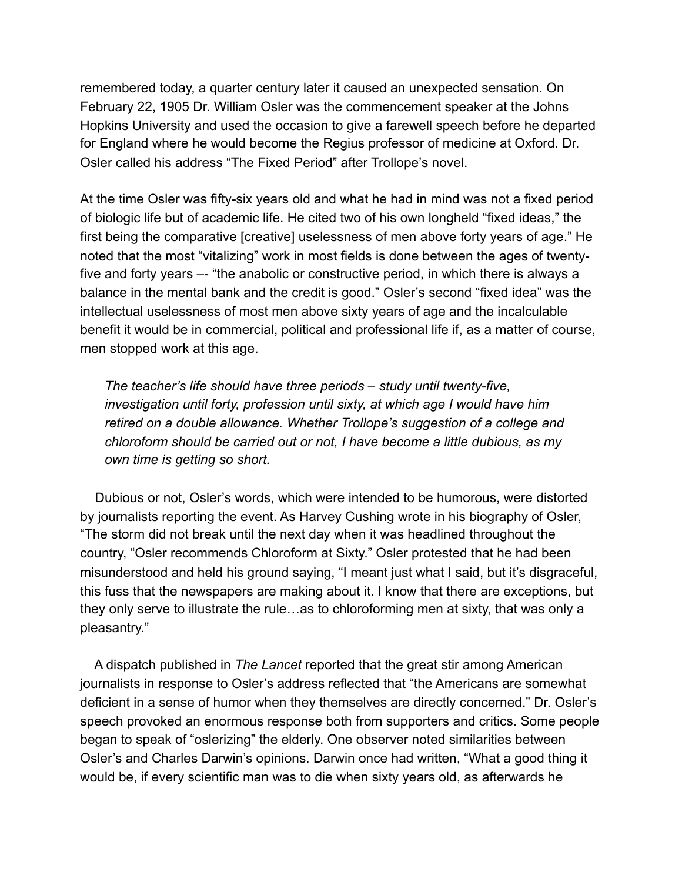remembered today, a quarter century later it caused an unexpected sensation. On February 22, 1905 Dr. William Osler was the commencement speaker at the Johns Hopkins University and used the occasion to give a farewell speech before he departed for England where he would become the Regius professor of medicine at Oxford. Dr. Osler called his address "The Fixed Period" after Trollope's novel.

At the time Osler was fifty-six years old and what he had in mind was not a fixed period of biologic life but of academic life. He cited two of his own longheld "fixed ideas," the first being the comparative [creative] uselessness of men above forty years of age." He noted that the most "vitalizing" work in most fields is done between the ages of twenty-five and forty years –- "the anabolic or constructive period, in which there is always a balance in the mental bank and the credit is good." Osler's second "fixed idea" was the intellectual uselessness of most men above sixty years of age and the incalculable benefit it would be in commercial, political and professional life if, as a matter of course, men stopped work at this age.

> *The teacher's life should have three periods – study until twenty-five, investigation until forty, profession until sixty, at which age I would have him retired on a double allowance. Whether Trollope's suggestion of a college and chloroform should be carried out or not, I have become a little dubious, as my own time is getting so short.*

Dubious or not, Osler's words, which were intended to be humorous, were distorted by journalists reporting the event. As Harvey Cushing wrote in his biography of Osler, "The storm did not break until the next day when it was headlined throughout the country, "Osler recommends Chloroform at Sixty." Osler protested that he had been misunderstood and held his ground saying, "I meant just what I said, but it's disgraceful, this fuss that the newspapers are making about it. I know that there are exceptions, but they only serve to illustrate the rule…as to chloroforming men at sixty, that was only a pleasantry."

A dispatch published in *The Lancet* reported that the great stir among American journalists in response to Osler's address reflected that "the Americans are somewhat deficient in a sense of humor when they themselves are directly concerned." Dr. Osler's speech provoked an enormous response both from supporters and critics. Some people began to speak of "oslerizing" the elderly. One observer noted similarities between Osler's and Charles Darwin's opinions. Darwin once had written, "What a good thing it would be, if every scientific man was to die when sixty years old, as afterwards he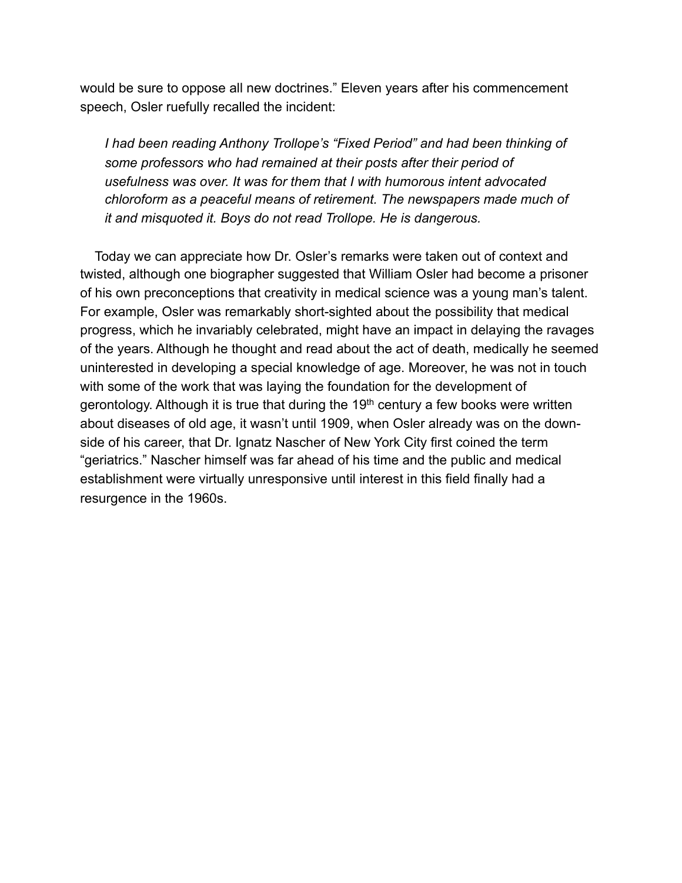would be sure to oppose all new doctrines." Eleven years after his commencement speech, Osler ruefully recalled the incident:

> *I had been reading Anthony Trollope's "Fixed Period" and had been thinking of some professors who had remained at their posts after their period of usefulness was over. It was for them that I with humorous intent advocated chloroform as a peaceful means of retirement. The newspapers made much of it and misquoted it. Boys do not read Trollope. He is dangerous.*

Today we can appreciate how Dr. Osler's remarks were taken out of context and twisted, although one biographer suggested that William Osler had become a prisoner of his own preconceptions that creativity in medical science was a young man's talent. For example, Osler was remarkably short-sighted about the possibility that medical progress, which he invariably celebrated, might have an impact in delaying the ravages of the years. Although he thought and read about the act of death, medically he seemed uninterested in developing a special knowledge of age. Moreover, he was not in touch with some of the work that was laying the foundation for the development of gerontology. Although it is true that during the 19th century a few books were written about diseases of old age, it wasn't until 1909, when Osler already was on the down-side of his career, that Dr. Ignatz Nascher of New York City first coined the term "geriatrics." Nascher himself was far ahead of his time and the public and medical establishment were virtually unresponsive until interest in this field finally had a resurgence in the 1960s.